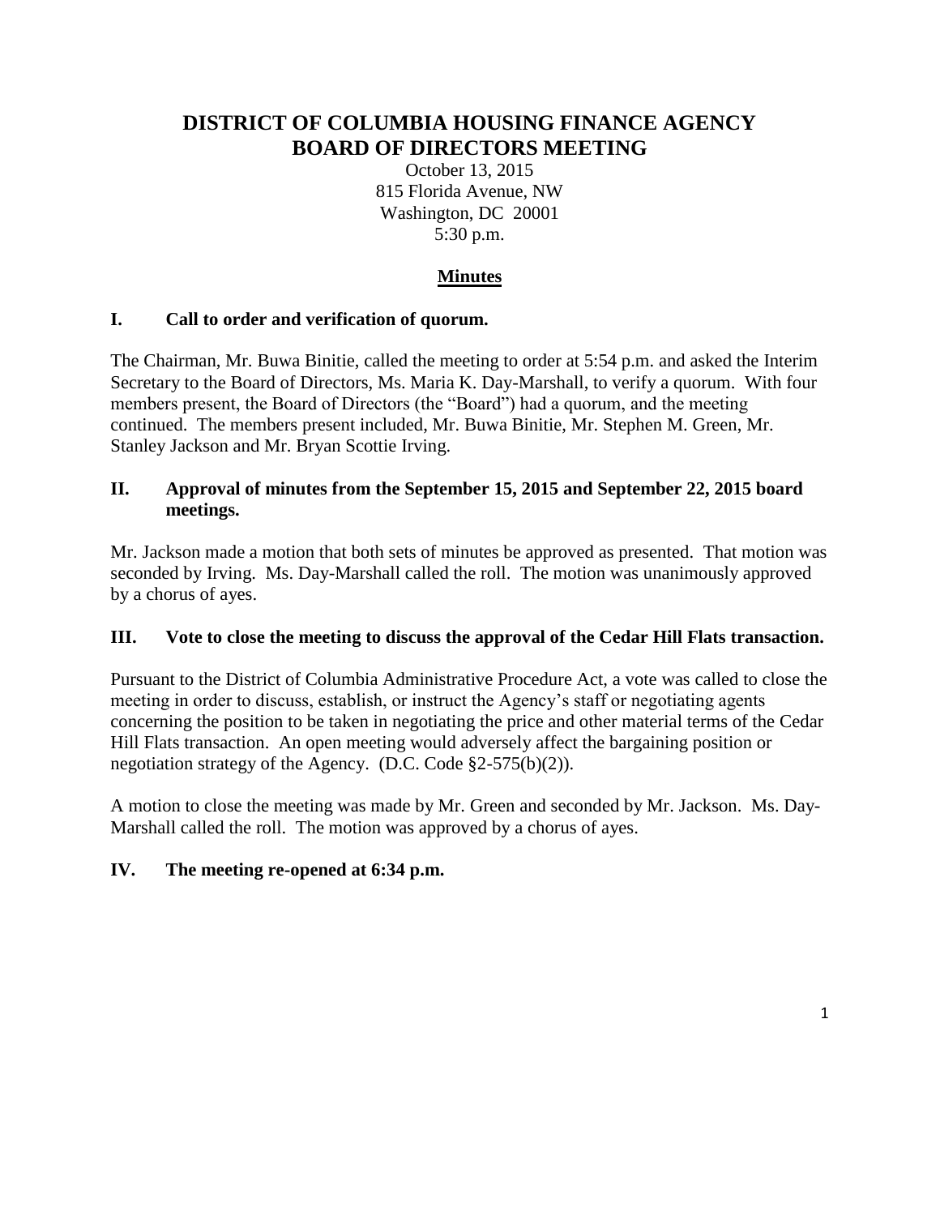# DISTRICT OF COLUMBIA HOUSING FINANCE AGENCY
# BOARD OF DIRECTORS MEETING

October 13, 2015
815 Florida Avenue, NW
Washington, DC 20001
5:30 p.m.

## Minutes

### I. Call to order and verification of quorum.

The Chairman, Mr. Buwa Binitie, called the meeting to order at 5:54 p.m. and asked the Interim Secretary to the Board of Directors, Ms. Maria K. Day-Marshall, to verify a quorum. With four members present, the Board of Directors (the "Board") had a quorum, and the meeting continued. The members present included, Mr. Buwa Binitie, Mr. Stephen M. Green, Mr. Stanley Jackson and Mr. Bryan Scottie Irving.

### II. Approval of minutes from the September 15, 2015 and September 22, 2015 board meetings.

Mr. Jackson made a motion that both sets of minutes be approved as presented. That motion was seconded by Irving. Ms. Day-Marshall called the roll. The motion was unanimously approved by a chorus of ayes.

### III. Vote to close the meeting to discuss the approval of the Cedar Hill Flats transaction.

Pursuant to the District of Columbia Administrative Procedure Act, a vote was called to close the meeting in order to discuss, establish, or instruct the Agency's staff or negotiating agents concerning the position to be taken in negotiating the price and other material terms of the Cedar Hill Flats transaction. An open meeting would adversely affect the bargaining position or negotiation strategy of the Agency. (D.C. Code §2-575(b)(2)).

A motion to close the meeting was made by Mr. Green and seconded by Mr. Jackson. Ms. Day-Marshall called the roll. The motion was approved by a chorus of ayes.

### IV. The meeting re-opened at 6:34 p.m.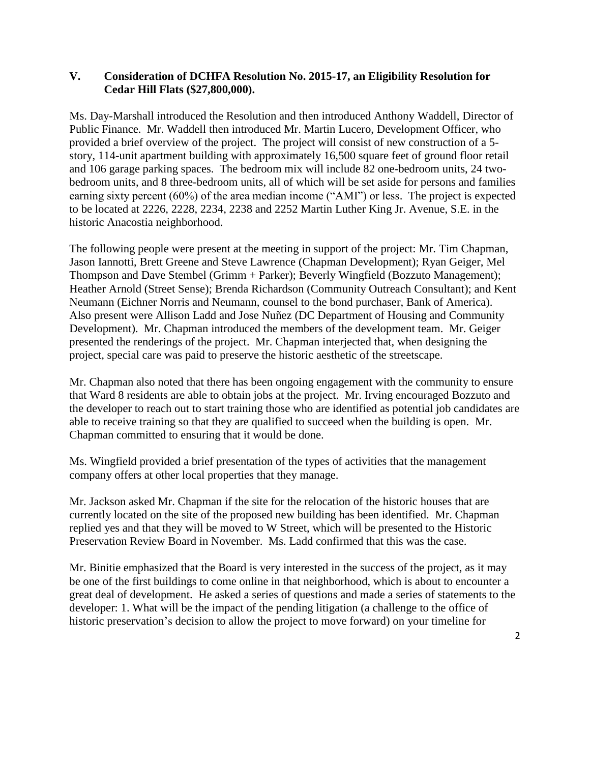## V. Consideration of DCHFA Resolution No. 2015-17, an Eligibility Resolution for Cedar Hill Flats ($27,800,000).

Ms. Day-Marshall introduced the Resolution and then introduced Anthony Waddell, Director of Public Finance. Mr. Waddell then introduced Mr. Martin Lucero, Development Officer, who provided a brief overview of the project. The project will consist of new construction of a 5-story, 114-unit apartment building with approximately 16,500 square feet of ground floor retail and 106 garage parking spaces. The bedroom mix will include 82 one-bedroom units, 24 two-bedroom units, and 8 three-bedroom units, all of which will be set aside for persons and families earning sixty percent (60%) of the area median income ("AMI") or less. The project is expected to be located at 2226, 2228, 2234, 2238 and 2252 Martin Luther King Jr. Avenue, S.E. in the historic Anacostia neighborhood.

The following people were present at the meeting in support of the project: Mr. Tim Chapman, Jason Iannotti, Brett Greene and Steve Lawrence (Chapman Development); Ryan Geiger, Mel Thompson and Dave Stembel (Grimm + Parker); Beverly Wingfield (Bozzuto Management); Heather Arnold (Street Sense); Brenda Richardson (Community Outreach Consultant); and Kent Neumann (Eichner Norris and Neumann, counsel to the bond purchaser, Bank of America). Also present were Allison Ladd and Jose Nuñez (DC Department of Housing and Community Development). Mr. Chapman introduced the members of the development team. Mr. Geiger presented the renderings of the project. Mr. Chapman interjected that, when designing the project, special care was paid to preserve the historic aesthetic of the streetscape.

Mr. Chapman also noted that there has been ongoing engagement with the community to ensure that Ward 8 residents are able to obtain jobs at the project. Mr. Irving encouraged Bozzuto and the developer to reach out to start training those who are identified as potential job candidates are able to receive training so that they are qualified to succeed when the building is open. Mr. Chapman committed to ensuring that it would be done.

Ms. Wingfield provided a brief presentation of the types of activities that the management company offers at other local properties that they manage.

Mr. Jackson asked Mr. Chapman if the site for the relocation of the historic houses that are currently located on the site of the proposed new building has been identified. Mr. Chapman replied yes and that they will be moved to W Street, which will be presented to the Historic Preservation Review Board in November. Ms. Ladd confirmed that this was the case.

Mr. Binitie emphasized that the Board is very interested in the success of the project, as it may be one of the first buildings to come online in that neighborhood, which is about to encounter a great deal of development. He asked a series of questions and made a series of statements to the developer: 1. What will be the impact of the pending litigation (a challenge to the office of historic preservation's decision to allow the project to move forward) on your timeline for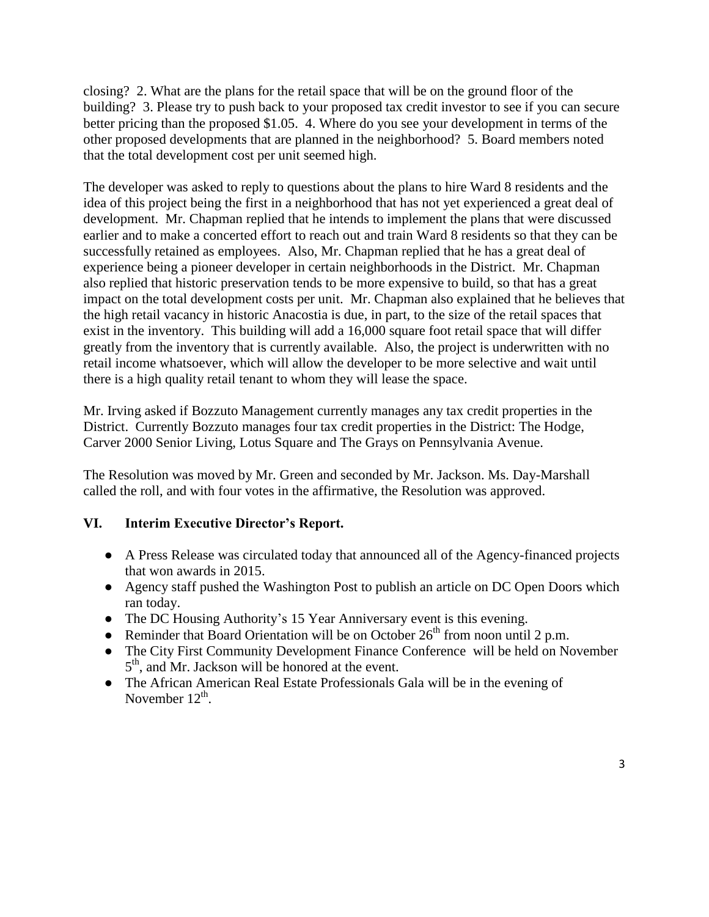closing? 2. What are the plans for the retail space that will be on the ground floor of the building? 3. Please try to push back to your proposed tax credit investor to see if you can secure better pricing than the proposed $1.05. 4. Where do you see your development in terms of the other proposed developments that are planned in the neighborhood? 5. Board members noted that the total development cost per unit seemed high.

The developer was asked to reply to questions about the plans to hire Ward 8 residents and the idea of this project being the first in a neighborhood that has not yet experienced a great deal of development. Mr. Chapman replied that he intends to implement the plans that were discussed earlier and to make a concerted effort to reach out and train Ward 8 residents so that they can be successfully retained as employees. Also, Mr. Chapman replied that he has a great deal of experience being a pioneer developer in certain neighborhoods in the District. Mr. Chapman also replied that historic preservation tends to be more expensive to build, so that has a great impact on the total development costs per unit. Mr. Chapman also explained that he believes that the high retail vacancy in historic Anacostia is due, in part, to the size of the retail spaces that exist in the inventory. This building will add a 16,000 square foot retail space that will differ greatly from the inventory that is currently available. Also, the project is underwritten with no retail income whatsoever, which will allow the developer to be more selective and wait until there is a high quality retail tenant to whom they will lease the space.

Mr. Irving asked if Bozzuto Management currently manages any tax credit properties in the District. Currently Bozzuto manages four tax credit properties in the District: The Hodge, Carver 2000 Senior Living, Lotus Square and The Grays on Pennsylvania Avenue.

The Resolution was moved by Mr. Green and seconded by Mr. Jackson. Ms. Day-Marshall called the roll, and with four votes in the affirmative, the Resolution was approved.

## VI. Interim Executive Director's Report.

- A Press Release was circulated today that announced all of the Agency-financed projects that won awards in 2015.
- Agency staff pushed the Washington Post to publish an article on DC Open Doors which ran today.
- The DC Housing Authority's 15 Year Anniversary event is this evening.
- Reminder that Board Orientation will be on October 26th from noon until 2 p.m.
- The City First Community Development Finance Conference will be held on November 5th, and Mr. Jackson will be honored at the event.
- The African American Real Estate Professionals Gala will be in the evening of November 12th.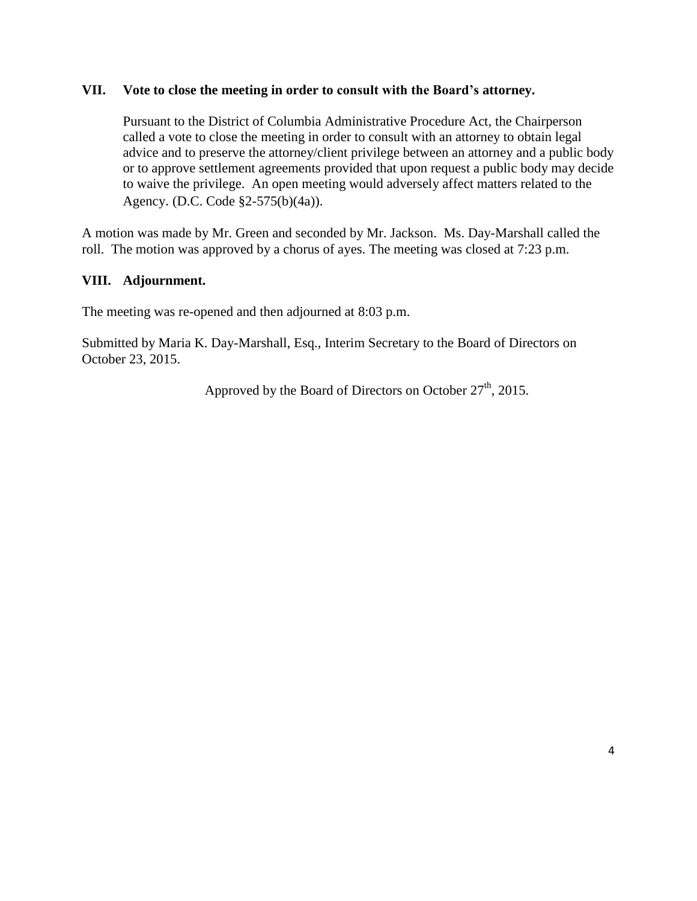### VII. Vote to close the meeting in order to consult with the Board's attorney.

Pursuant to the District of Columbia Administrative Procedure Act, the Chairperson called a vote to close the meeting in order to consult with an attorney to obtain legal advice and to preserve the attorney/client privilege between an attorney and a public body or to approve settlement agreements provided that upon request a public body may decide to waive the privilege. An open meeting would adversely affect matters related to the Agency. (D.C. Code §2-575(b)(4a)).

A motion was made by Mr. Green and seconded by Mr. Jackson. Ms. Day-Marshall called the roll. The motion was approved by a chorus of ayes. The meeting was closed at 7:23 p.m.

### VIII. Adjournment.

The meeting was re-opened and then adjourned at 8:03 p.m.

Submitted by Maria K. Day-Marshall, Esq., Interim Secretary to the Board of Directors on October 23, 2015.

Approved by the Board of Directors on October 27th, 2015.